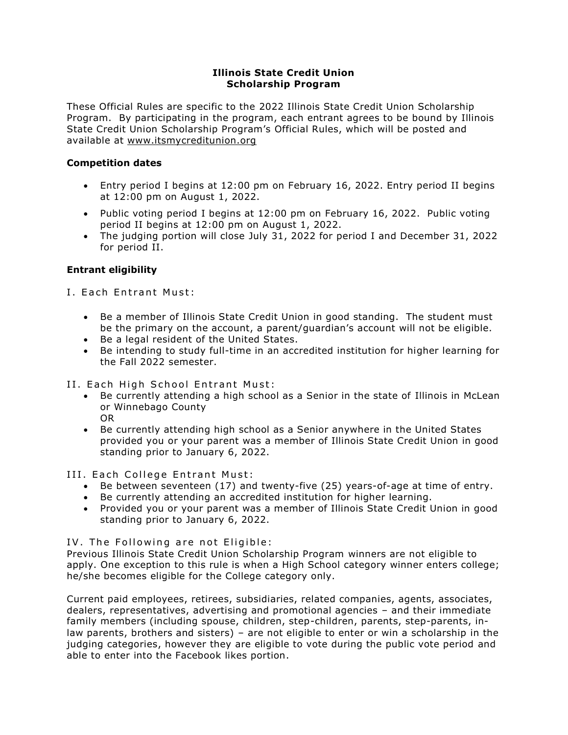# Illinois State Credit Union
# Scholarship Program

These Official Rules are specific to the 2022 Illinois State Credit Union Scholarship Program. By participating in the program, each entrant agrees to be bound by Illinois State Credit Union Scholarship Program's Official Rules, which will be posted and available at www.itsmycreditunion.org

### Competition dates

- Entry period I begins at 12:00 pm on February 16, 2022. Entry period II begins at 12:00 pm on August 1, 2022.
- Public voting period I begins at 12:00 pm on February 16, 2022. Public voting period II begins at 12:00 pm on August 1, 2022.
- The judging portion will close July 31, 2022 for period I and December 31, 2022 for period II.

### Entrant eligibility

I. Each Entrant Must:

- Be a member of Illinois State Credit Union in good standing. The student must be the primary on the account, a parent/guardian's account will not be eligible.
- Be a legal resident of the United States.
- Be intending to study full-time in an accredited institution for higher learning for the Fall 2022 semester.

II. Each High School Entrant Must:

- Be currently attending a high school as a Senior in the state of Illinois in McLean or Winnebago County
  OR
- Be currently attending high school as a Senior anywhere in the United States provided you or your parent was a member of Illinois State Credit Union in good standing prior to January 6, 2022.

III. Each College Entrant Must:

- Be between seventeen (17) and twenty-five (25) years-of-age at time of entry.
- Be currently attending an accredited institution for higher learning.
- Provided you or your parent was a member of Illinois State Credit Union in good standing prior to January 6, 2022.

IV. The Following are not Eligible:

Previous Illinois State Credit Union Scholarship Program winners are not eligible to apply. One exception to this rule is when a High School category winner enters college; he/she becomes eligible for the College category only.

Current paid employees, retirees, subsidiaries, related companies, agents, associates, dealers, representatives, advertising and promotional agencies – and their immediate family members (including spouse, children, step-children, parents, step-parents, in-law parents, brothers and sisters) – are not eligible to enter or win a scholarship in the judging categories, however they are eligible to vote during the public vote period and able to enter into the Facebook likes portion.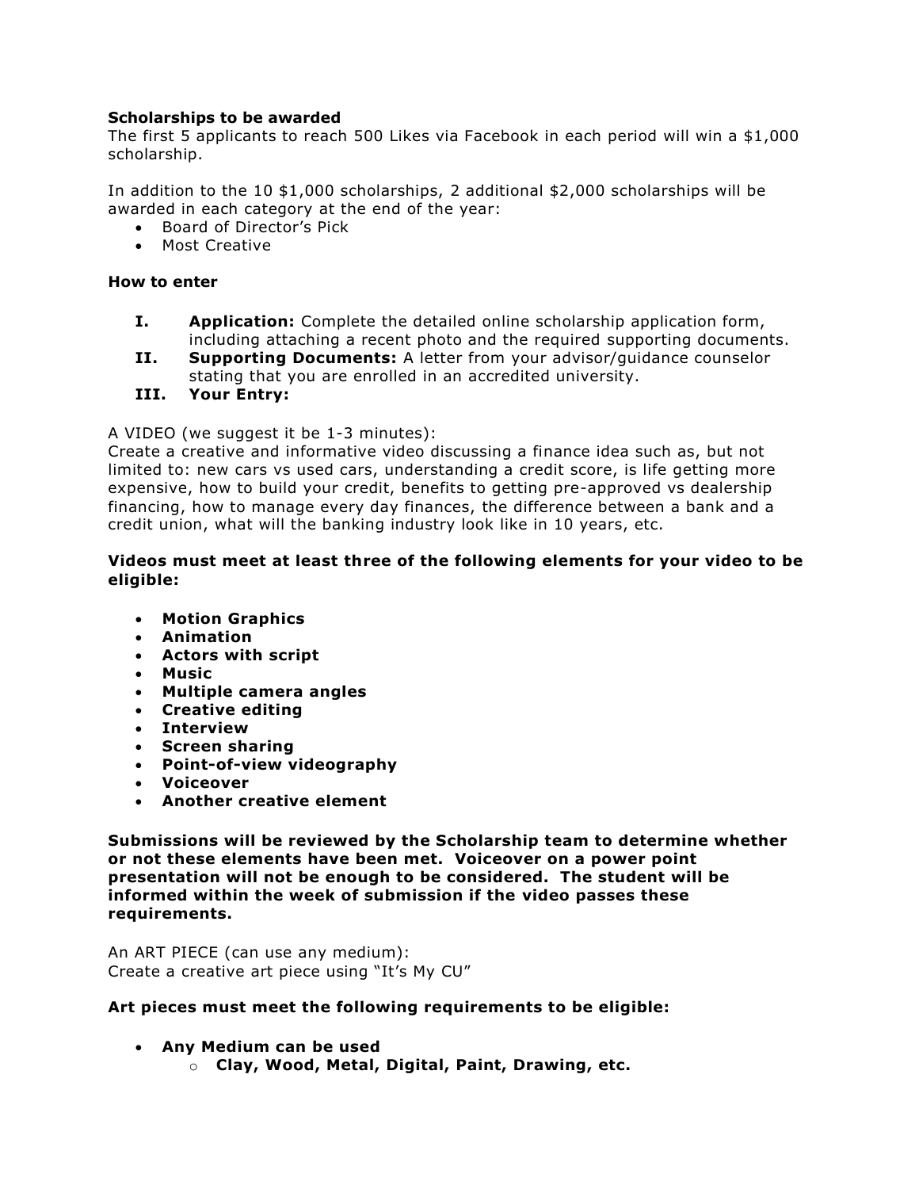**Scholarships to be awarded**

The first 5 applicants to reach 500 Likes via Facebook in each period will win a $1,000 scholarship.

In addition to the 10 $1,000 scholarships, 2 additional $2,000 scholarships will be awarded in each category at the end of the year:

- Board of Director's Pick
- Most Creative

**How to enter**

**I. Application:** Complete the detailed online scholarship application form, including attaching a recent photo and the required supporting documents.

**II. Supporting Documents:** A letter from your advisor/guidance counselor stating that you are enrolled in an accredited university.

**III. Your Entry:**

A VIDEO (we suggest it be 1-3 minutes):
Create a creative and informative video discussing a finance idea such as, but not limited to: new cars vs used cars, understanding a credit score, is life getting more expensive, how to build your credit, benefits to getting pre-approved vs dealership financing, how to manage every day finances, the difference between a bank and a credit union, what will the banking industry look like in 10 years, etc.

**Videos must meet at least three of the following elements for your video to be eligible:**

- **Motion Graphics**
- **Animation**
- **Actors with script**
- **Music**
- **Multiple camera angles**
- **Creative editing**
- **Interview**
- **Screen sharing**
- **Point-of-view videography**
- **Voiceover**
- **Another creative element**

**Submissions will be reviewed by the Scholarship team to determine whether or not these elements have been met. Voiceover on a power point presentation will not be enough to be considered. The student will be informed within the week of submission if the video passes these requirements.**

An ART PIECE (can use any medium):
Create a creative art piece using "It's My CU"

**Art pieces must meet the following requirements to be eligible:**

- **Any Medium can be used**
  - **Clay, Wood, Metal, Digital, Paint, Drawing, etc.**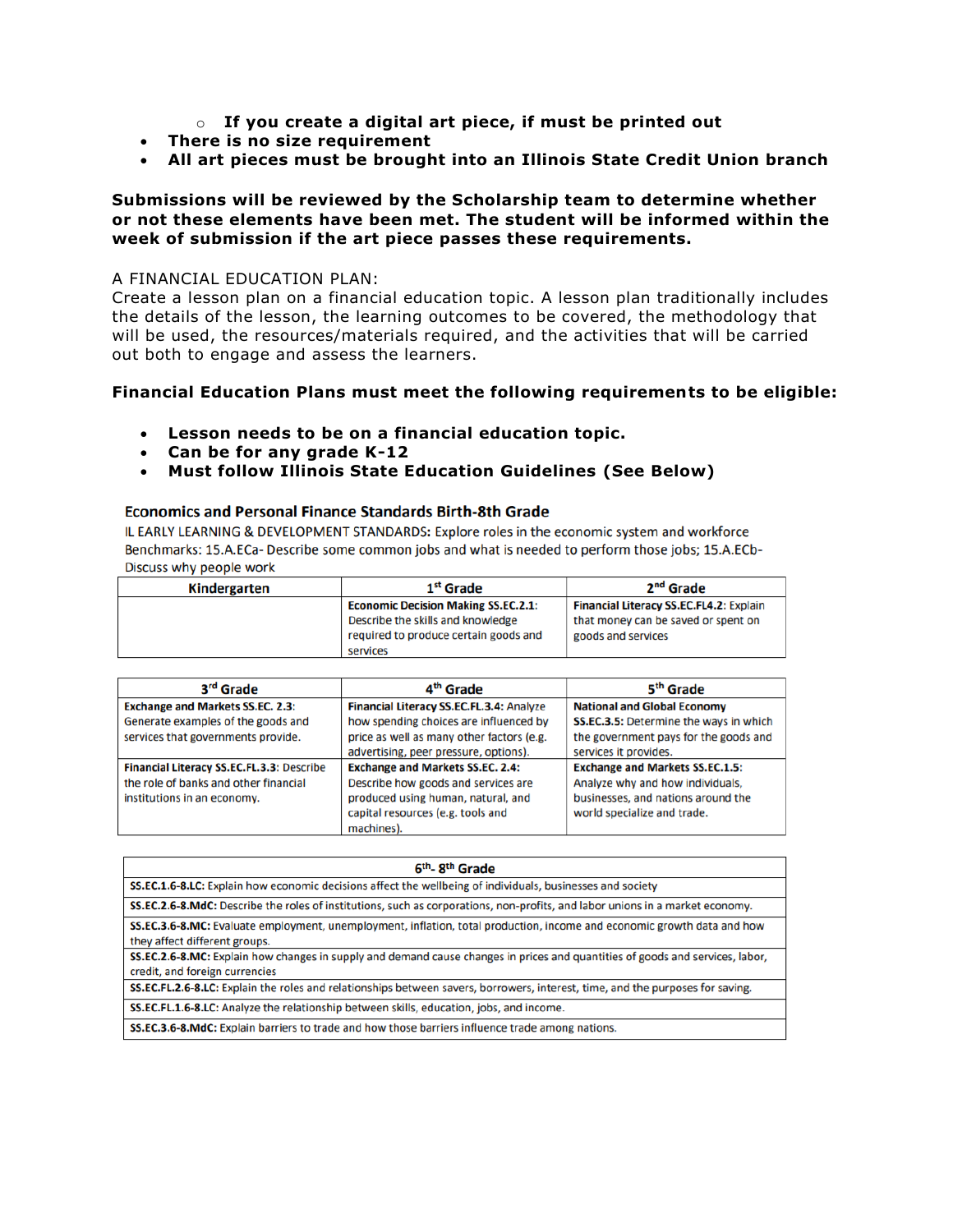- **If you create a digital art piece, if must be printed out**
- **There is no size requirement**
- **All art pieces must be brought into an Illinois State Credit Union branch**

**Submissions will be reviewed by the Scholarship team to determine whether or not these elements have been met. The student will be informed within the week of submission if the art piece passes these requirements.**

A FINANCIAL EDUCATION PLAN:
Create a lesson plan on a financial education topic. A lesson plan traditionally includes the details of the lesson, the learning outcomes to be covered, the methodology that will be used, the resources/materials required, and the activities that will be carried out both to engage and assess the learners.

**Financial Education Plans must meet the following requirements to be eligible:**

- **Lesson needs to be on a financial education topic.**
- **Can be for any grade K-12**
- **Must follow Illinois State Education Guidelines (See Below)**

### Economics and Personal Finance Standards Birth-8th Grade

**IL EARLY LEARNING & DEVELOPMENT STANDARDS:** Explore roles in the economic system and workforce
Benchmarks: **15.A.ECa**- Describe some common jobs and what is needed to perform those jobs; **15.A.ECb**- Discuss why people work

| Kindergarten | 1st Grade | 2nd Grade |
|---|---|---|
| | **Economic Decision Making SS.EC.2.1:** Describe the skills and knowledge required to produce certain goods and services | **Financial Literacy SS.EC.FL4.2:** Explain that money can be saved or spent on goods and services |

| 3rd Grade | 4th Grade | 5th Grade |
|---|---|---|
| **Exchange and Markets SS.EC. 2.3:** Generate examples of the goods and services that governments provide. | **Financial Literacy SS.EC.FL.3.4:** Analyze how spending choices are influenced by price as well as many other factors (e.g. advertising, peer pressure, options). | **National and Global Economy SS.EC.3.5:** Determine the ways in which the government pays for the goods and services it provides. |
| **Financial Literacy SS.EC.FL.3.3:** Describe the role of banks and other financial institutions in an economy. | **Exchange and Markets SS.EC. 2.4:** Describe how goods and services are produced using human, natural, and capital resources (e.g. tools and machines). | **Exchange and Markets SS.EC.1.5:** Analyze why and how individuals, businesses, and nations around the world specialize and trade. |

| 6th- 8th Grade |
|---|
| **SS.EC.1.6-8.LC:** Explain how economic decisions affect the wellbeing of individuals, businesses and society |
| **SS.EC.2.6-8.MdC:** Describe the roles of institutions, such as corporations, non-profits, and labor unions in a market economy. |
| **SS.EC.3.6-8.MC:** Evaluate employment, unemployment, inflation, total production, income and economic growth data and how they affect different groups. |
| **SS.EC.2.6-8.MC:** Explain how changes in supply and demand cause changes in prices and quantities of goods and services, labor, credit, and foreign currencies |
| **SS.EC.FL.2.6-8.LC:** Explain the roles and relationships between savers, borrowers, interest, time, and the purposes for saving. |
| **SS.EC.FL.1.6-8.LC:** Analyze the relationship between skills, education, jobs, and income. |
| **SS.EC.3.6-8.MdC:** Explain barriers to trade and how those barriers influence trade among nations. |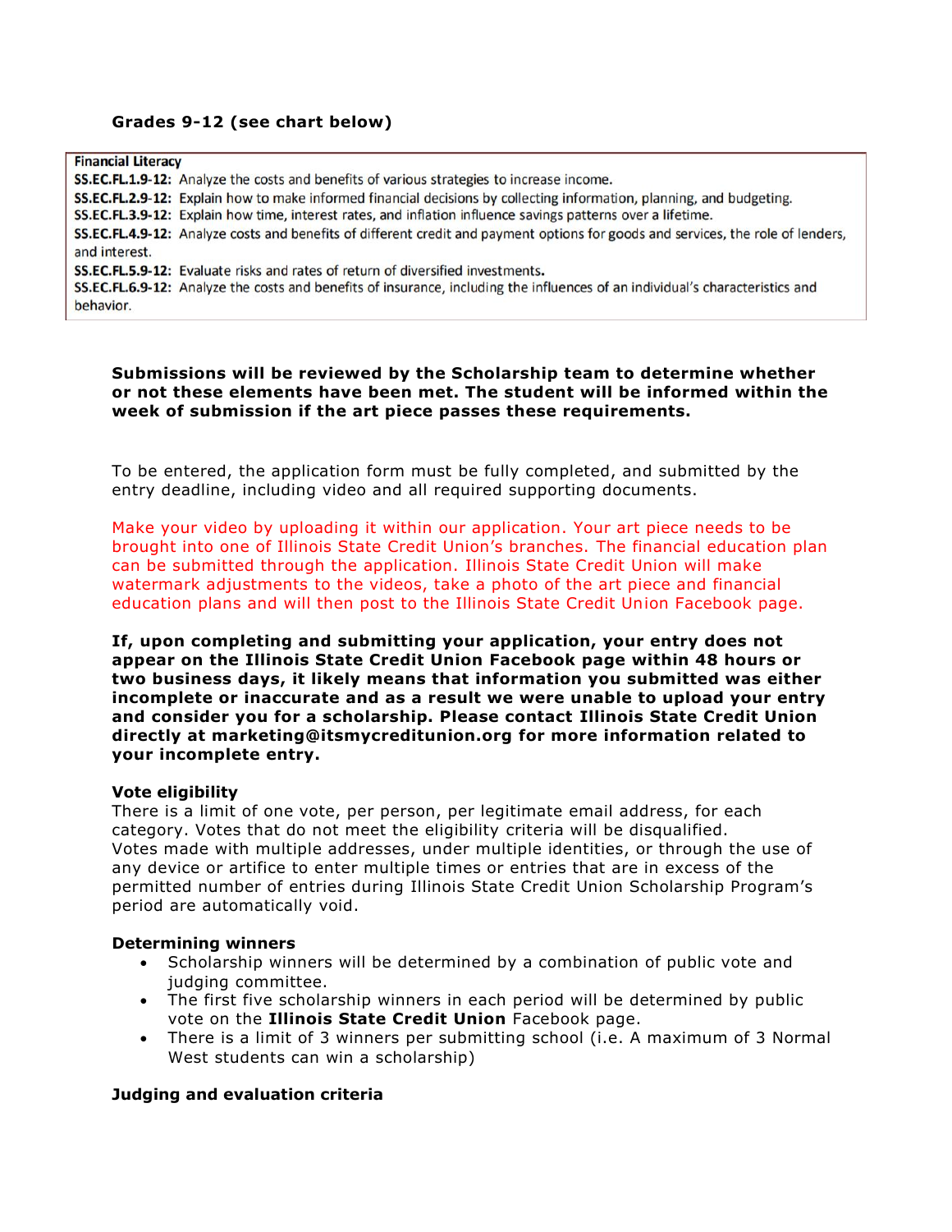**Grades 9-12 (see chart below)**

**Financial Literacy**

**SS.EC.FL.1.9-12:** Analyze the costs and benefits of various strategies to increase income.
**SS.EC.FL.2.9-12:** Explain how to make informed financial decisions by collecting information, planning, and budgeting.
**SS.EC.FL.3.9-12:** Explain how time, interest rates, and inflation influence savings patterns over a lifetime.
**SS.EC.FL.4.9-12:** Analyze costs and benefits of different credit and payment options for goods and services, the role of lenders, and interest.
**SS.EC.FL.5.9-12:** Evaluate risks and rates of return of diversified investments.
**SS.EC.FL.6.9-12:** Analyze the costs and benefits of insurance, including the influences of an individual's characteristics and behavior.

**Submissions will be reviewed by the Scholarship team to determine whether or not these elements have been met. The student will be informed within the week of submission if the art piece passes these requirements.**

To be entered, the application form must be fully completed, and submitted by the entry deadline, including video and all required supporting documents.

Make your video by uploading it within our application. Your art piece needs to be brought into one of Illinois State Credit Union's branches. The financial education plan can be submitted through the application. Illinois State Credit Union will make watermark adjustments to the videos, take a photo of the art piece and financial education plans and will then post to the Illinois State Credit Union Facebook page.

**If, upon completing and submitting your application, your entry does not appear on the Illinois State Credit Union Facebook page within 48 hours or two business days, it likely means that information you submitted was either incomplete or inaccurate and as a result we were unable to upload your entry and consider you for a scholarship. Please contact Illinois State Credit Union directly at marketing@itsmycreditunion.org for more information related to your incomplete entry.**

**Vote eligibility**

There is a limit of one vote, per person, per legitimate email address, for each category. Votes that do not meet the eligibility criteria will be disqualified. Votes made with multiple addresses, under multiple identities, or through the use of any device or artifice to enter multiple times or entries that are in excess of the permitted number of entries during Illinois State Credit Union Scholarship Program's period are automatically void.

**Determining winners**

- Scholarship winners will be determined by a combination of public vote and judging committee.
- The first five scholarship winners in each period will be determined by public vote on the **Illinois State Credit Union** Facebook page.
- There is a limit of 3 winners per submitting school (i.e. A maximum of 3 Normal West students can win a scholarship)

**Judging and evaluation criteria**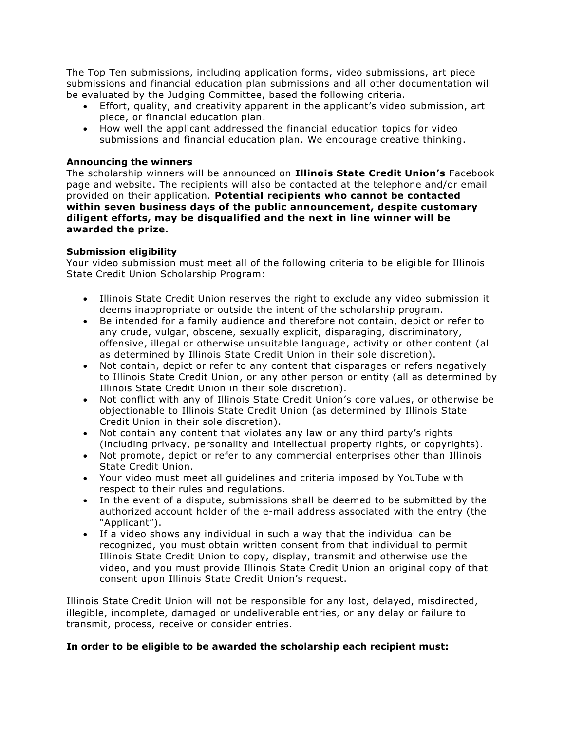The Top Ten submissions, including application forms, video submissions, art piece submissions and financial education plan submissions and all other documentation will be evaluated by the Judging Committee, based the following criteria.

- Effort, quality, and creativity apparent in the applicant's video submission, art piece, or financial education plan.
- How well the applicant addressed the financial education topics for video submissions and financial education plan. We encourage creative thinking.

**Announcing the winners**

The scholarship winners will be announced on **Illinois State Credit Union's** Facebook page and website. The recipients will also be contacted at the telephone and/or email provided on their application. **Potential recipients who cannot be contacted within seven business days of the public announcement, despite customary diligent efforts, may be disqualified and the next in line winner will be awarded the prize.**

**Submission eligibility**

Your video submission must meet all of the following criteria to be eligible for Illinois State Credit Union Scholarship Program:

- Illinois State Credit Union reserves the right to exclude any video submission it deems inappropriate or outside the intent of the scholarship program.
- Be intended for a family audience and therefore not contain, depict or refer to any crude, vulgar, obscene, sexually explicit, disparaging, discriminatory, offensive, illegal or otherwise unsuitable language, activity or other content (all as determined by Illinois State Credit Union in their sole discretion).
- Not contain, depict or refer to any content that disparages or refers negatively to Illinois State Credit Union, or any other person or entity (all as determined by Illinois State Credit Union in their sole discretion).
- Not conflict with any of Illinois State Credit Union's core values, or otherwise be objectionable to Illinois State Credit Union (as determined by Illinois State Credit Union in their sole discretion).
- Not contain any content that violates any law or any third party's rights (including privacy, personality and intellectual property rights, or copyrights).
- Not promote, depict or refer to any commercial enterprises other than Illinois State Credit Union.
- Your video must meet all guidelines and criteria imposed by YouTube with respect to their rules and regulations.
- In the event of a dispute, submissions shall be deemed to be submitted by the authorized account holder of the e-mail address associated with the entry (the "Applicant").
- If a video shows any individual in such a way that the individual can be recognized, you must obtain written consent from that individual to permit Illinois State Credit Union to copy, display, transmit and otherwise use the video, and you must provide Illinois State Credit Union an original copy of that consent upon Illinois State Credit Union's request.

Illinois State Credit Union will not be responsible for any lost, delayed, misdirected, illegible, incomplete, damaged or undeliverable entries, or any delay or failure to transmit, process, receive or consider entries.

**In order to be eligible to be awarded the scholarship each recipient must:**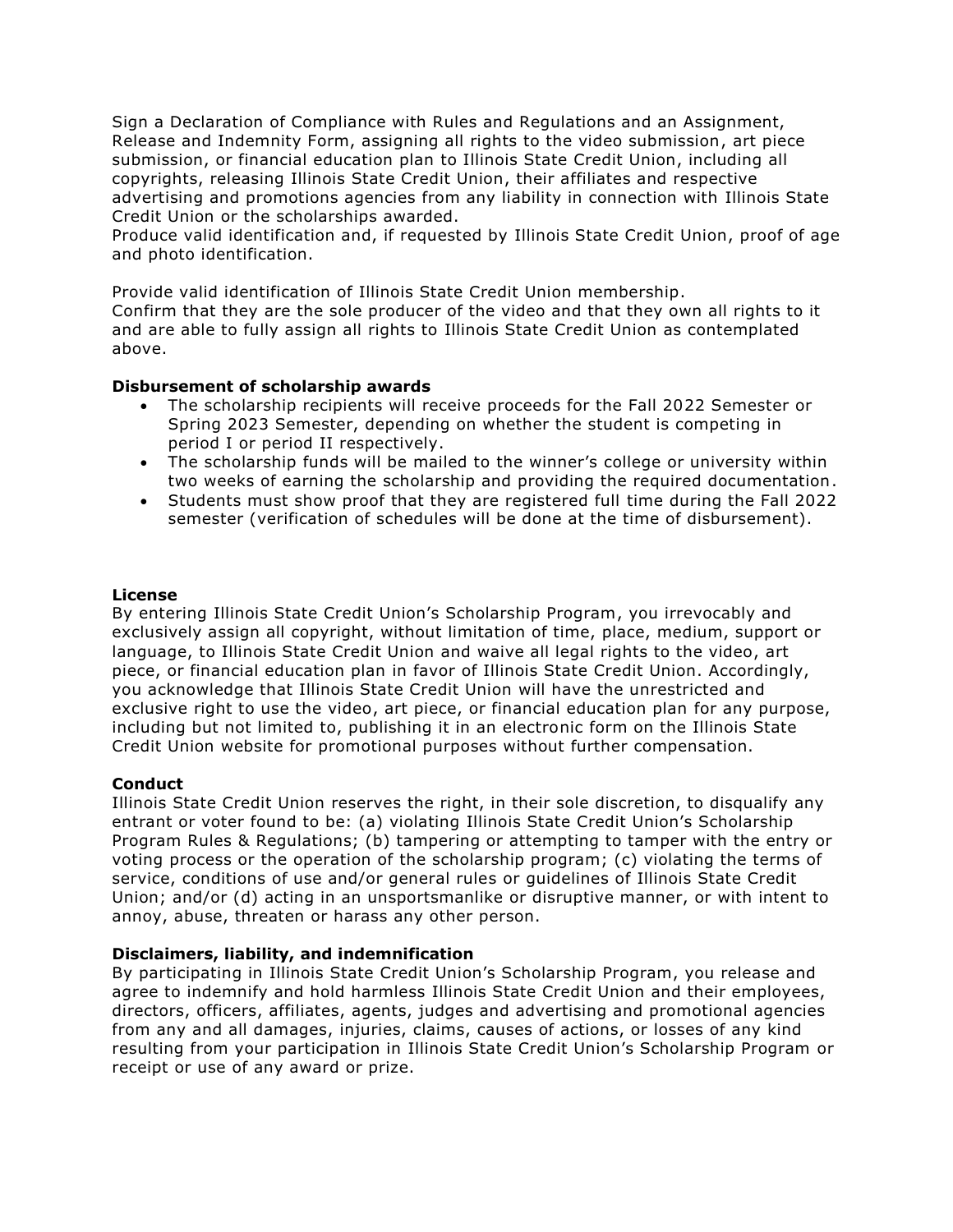Sign a Declaration of Compliance with Rules and Regulations and an Assignment, Release and Indemnity Form, assigning all rights to the video submission, art piece submission, or financial education plan to Illinois State Credit Union, including all copyrights, releasing Illinois State Credit Union, their affiliates and respective advertising and promotions agencies from any liability in connection with Illinois State Credit Union or the scholarships awarded.
Produce valid identification and, if requested by Illinois State Credit Union, proof of age and photo identification.

Provide valid identification of Illinois State Credit Union membership.
Confirm that they are the sole producer of the video and that they own all rights to it and are able to fully assign all rights to Illinois State Credit Union as contemplated above.

**Disbursement of scholarship awards**

- The scholarship recipients will receive proceeds for the Fall 2022 Semester or Spring 2023 Semester, depending on whether the student is competing in period I or period II respectively.
- The scholarship funds will be mailed to the winner's college or university within two weeks of earning the scholarship and providing the required documentation.
- Students must show proof that they are registered full time during the Fall 2022 semester (verification of schedules will be done at the time of disbursement).

**License**
By entering Illinois State Credit Union's Scholarship Program, you irrevocably and exclusively assign all copyright, without limitation of time, place, medium, support or language, to Illinois State Credit Union and waive all legal rights to the video, art piece, or financial education plan in favor of Illinois State Credit Union. Accordingly, you acknowledge that Illinois State Credit Union will have the unrestricted and exclusive right to use the video, art piece, or financial education plan for any purpose, including but not limited to, publishing it in an electronic form on the Illinois State Credit Union website for promotional purposes without further compensation.

**Conduct**
Illinois State Credit Union reserves the right, in their sole discretion, to disqualify any entrant or voter found to be: (a) violating Illinois State Credit Union's Scholarship Program Rules & Regulations; (b) tampering or attempting to tamper with the entry or voting process or the operation of the scholarship program; (c) violating the terms of service, conditions of use and/or general rules or guidelines of Illinois State Credit Union; and/or (d) acting in an unsportsmanlike or disruptive manner, or with intent to annoy, abuse, threaten or harass any other person.

**Disclaimers, liability, and indemnification**
By participating in Illinois State Credit Union's Scholarship Program, you release and agree to indemnify and hold harmless Illinois State Credit Union and their employees, directors, officers, affiliates, agents, judges and advertising and promotional agencies from any and all damages, injuries, claims, causes of actions, or losses of any kind resulting from your participation in Illinois State Credit Union's Scholarship Program or receipt or use of any award or prize.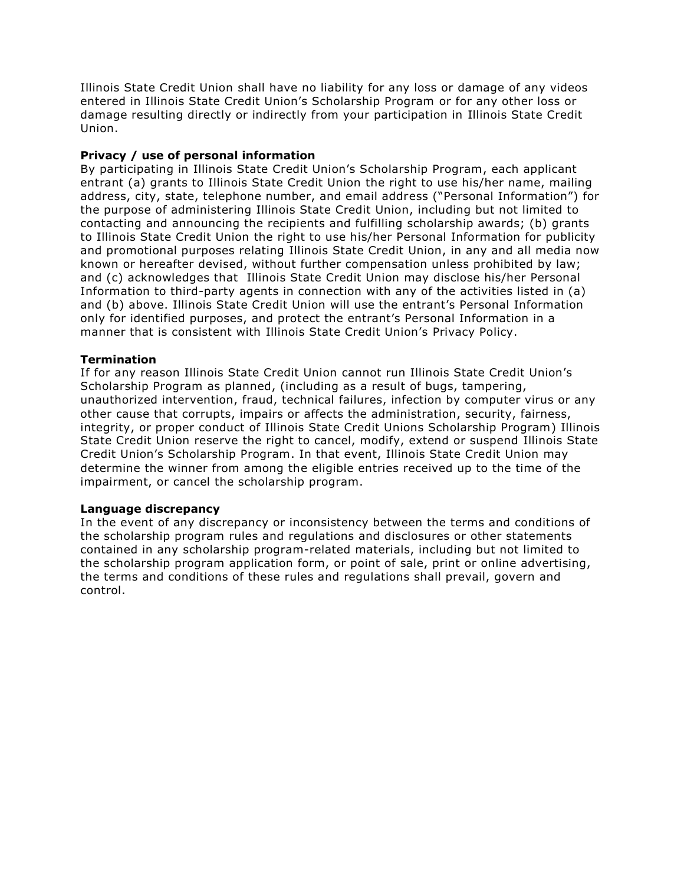Illinois State Credit Union shall have no liability for any loss or damage of any videos entered in Illinois State Credit Union's Scholarship Program or for any other loss or damage resulting directly or indirectly from your participation in Illinois State Credit Union.

**Privacy / use of personal information**
By participating in Illinois State Credit Union's Scholarship Program, each applicant entrant (a) grants to Illinois State Credit Union the right to use his/her name, mailing address, city, state, telephone number, and email address ("Personal Information") for the purpose of administering Illinois State Credit Union, including but not limited to contacting and announcing the recipients and fulfilling scholarship awards; (b) grants to Illinois State Credit Union the right to use his/her Personal Information for publicity and promotional purposes relating Illinois State Credit Union, in any and all media now known or hereafter devised, without further compensation unless prohibited by law; and (c) acknowledges that Illinois State Credit Union may disclose his/her Personal Information to third-party agents in connection with any of the activities listed in (a) and (b) above. Illinois State Credit Union will use the entrant's Personal Information only for identified purposes, and protect the entrant's Personal Information in a manner that is consistent with Illinois State Credit Union's Privacy Policy.

**Termination**
If for any reason Illinois State Credit Union cannot run Illinois State Credit Union's Scholarship Program as planned, (including as a result of bugs, tampering, unauthorized intervention, fraud, technical failures, infection by computer virus or any other cause that corrupts, impairs or affects the administration, security, fairness, integrity, or proper conduct of Illinois State Credit Unions Scholarship Program) Illinois State Credit Union reserve the right to cancel, modify, extend or suspend Illinois State Credit Union's Scholarship Program. In that event, Illinois State Credit Union may determine the winner from among the eligible entries received up to the time of the impairment, or cancel the scholarship program.

**Language discrepancy**
In the event of any discrepancy or inconsistency between the terms and conditions of the scholarship program rules and regulations and disclosures or other statements contained in any scholarship program-related materials, including but not limited to the scholarship program application form, or point of sale, print or online advertising, the terms and conditions of these rules and regulations shall prevail, govern and control.